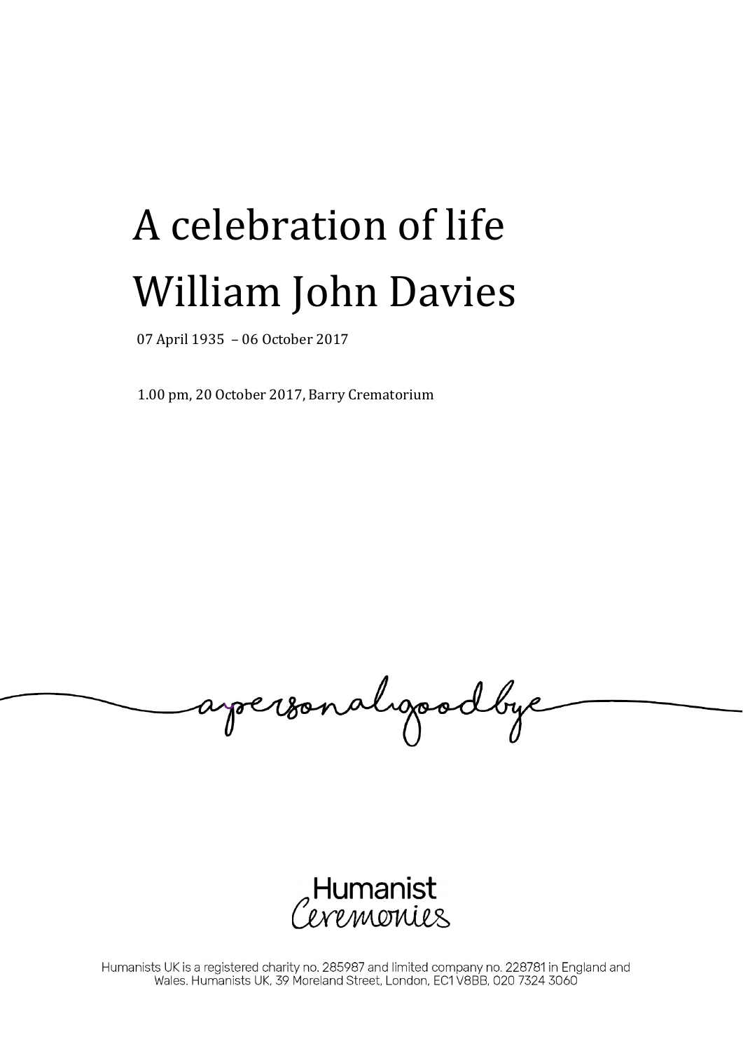# A celebration of life
# William John Davies

07 April 1935 – 06 October 2017

1.00 pm, 20 October 2017, Barry Crematorium

apersonalgoodbye

Humanist Ceremonies

Humanists UK is a registered charity no. 285987 and limited company no. 228781 in England and Wales. Humanists UK, 39 Moreland Street, London, EC1V 8BB, 020 7324 3060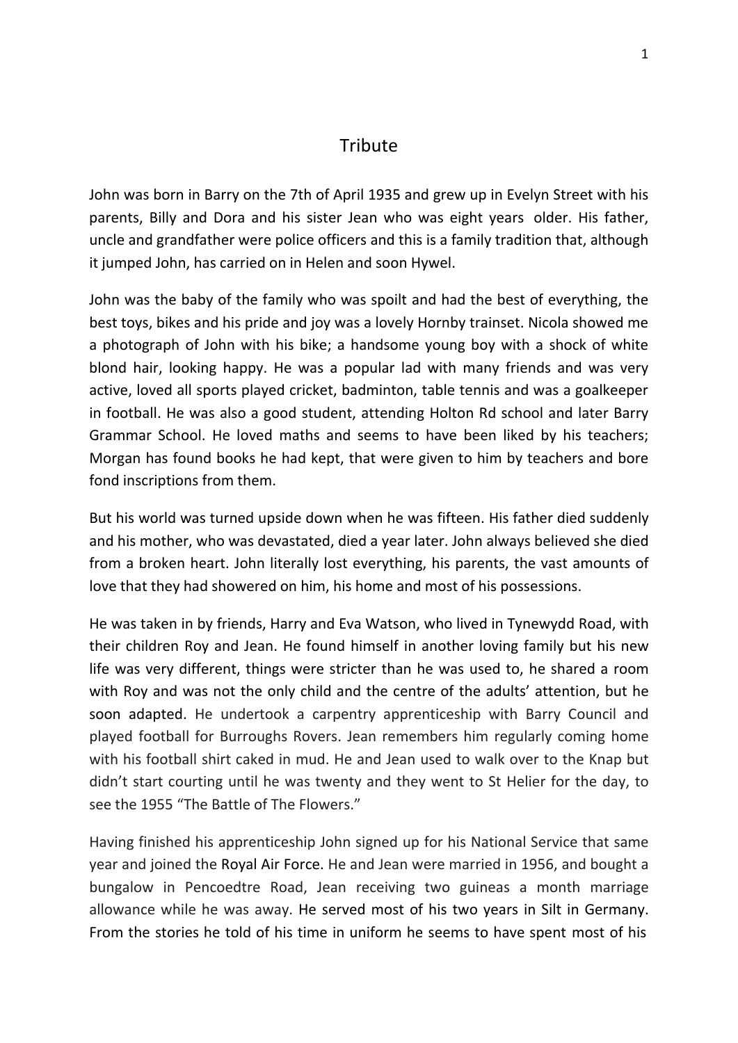# Tribute

John was born in Barry on the 7th of April 1935 and grew up in Evelyn Street with his parents, Billy and Dora and his sister Jean who was eight years older. His father, uncle and grandfather were police officers and this is a family tradition that, although it jumped John, has carried on in Helen and soon Hywel.

John was the baby of the family who was spoilt and had the best of everything, the best toys, bikes and his pride and joy was a lovely Hornby trainset. Nicola showed me a photograph of John with his bike; a handsome young boy with a shock of white blond hair, looking happy. He was a popular lad with many friends and was very active, loved all sports played cricket, badminton, table tennis and was a goalkeeper in football. He was also a good student, attending Holton Rd school and later Barry Grammar School. He loved maths and seems to have been liked by his teachers; Morgan has found books he had kept, that were given to him by teachers and bore fond inscriptions from them.

But his world was turned upside down when he was fifteen. His father died suddenly and his mother, who was devastated, died a year later. John always believed she died from a broken heart. John literally lost everything, his parents, the vast amounts of love that they had showered on him, his home and most of his possessions.

He was taken in by friends, Harry and Eva Watson, who lived in Tynewydd Road, with their children Roy and Jean. He found himself in another loving family but his new life was very different, things were stricter than he was used to, he shared a room with Roy and was not the only child and the centre of the adults' attention, but he soon adapted. He undertook a carpentry apprenticeship with Barry Council and played football for Burroughs Rovers. Jean remembers him regularly coming home with his football shirt caked in mud. He and Jean used to walk over to the Knap but didn't start courting until he was twenty and they went to St Helier for the day, to see the 1955 "The Battle of The Flowers."

Having finished his apprenticeship John signed up for his National Service that same year and joined the Royal Air Force. He and Jean were married in 1956, and bought a bungalow in Pencoedtre Road, Jean receiving two guineas a month marriage allowance while he was away. He served most of his two years in Silt in Germany. From the stories he told of his time in uniform he seems to have spent most of his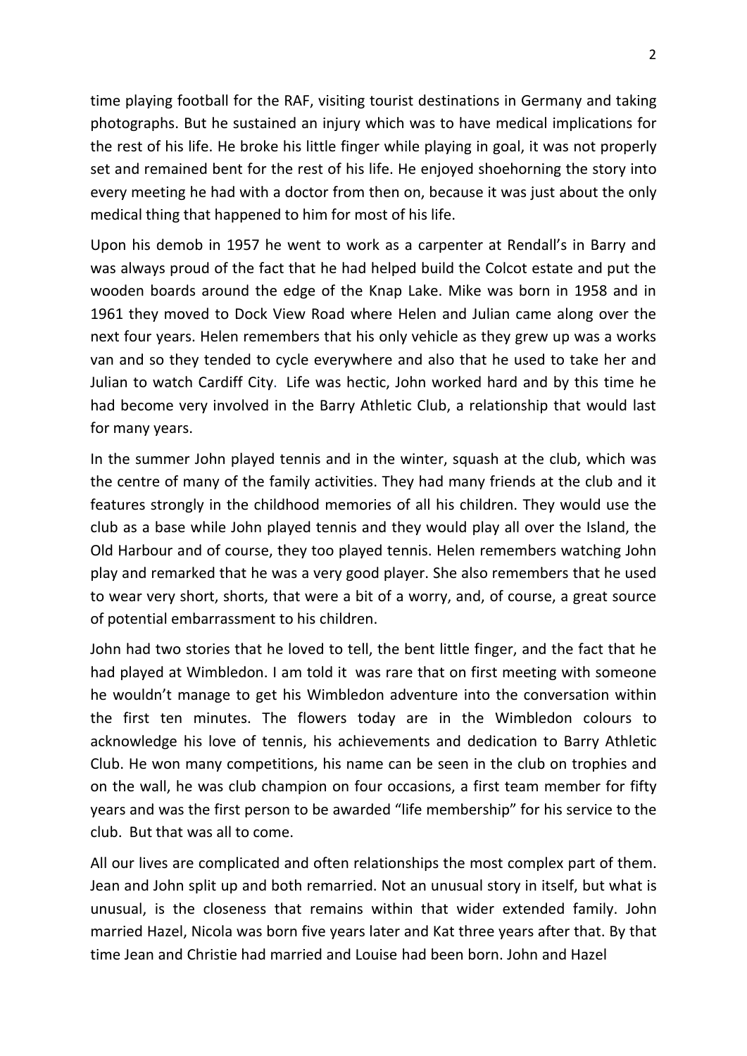time playing football for the RAF, visiting tourist destinations in Germany and taking photographs. But he sustained an injury which was to have medical implications for the rest of his life. He broke his little finger while playing in goal, it was not properly set and remained bent for the rest of his life. He enjoyed shoehorning the story into every meeting he had with a doctor from then on, because it was just about the only medical thing that happened to him for most of his life.

Upon his demob in 1957 he went to work as a carpenter at Rendall's in Barry and was always proud of the fact that he had helped build the Colcot estate and put the wooden boards around the edge of the Knap Lake. Mike was born in 1958 and in 1961 they moved to Dock View Road where Helen and Julian came along over the next four years. Helen remembers that his only vehicle as they grew up was a works van and so they tended to cycle everywhere and also that he used to take her and Julian to watch Cardiff City. Life was hectic, John worked hard and by this time he had become very involved in the Barry Athletic Club, a relationship that would last for many years.

In the summer John played tennis and in the winter, squash at the club, which was the centre of many of the family activities. They had many friends at the club and it features strongly in the childhood memories of all his children. They would use the club as a base while John played tennis and they would play all over the Island, the Old Harbour and of course, they too played tennis. Helen remembers watching John play and remarked that he was a very good player. She also remembers that he used to wear very short, shorts, that were a bit of a worry, and, of course, a great source of potential embarrassment to his children.

John had two stories that he loved to tell, the bent little finger, and the fact that he had played at Wimbledon. I am told it was rare that on first meeting with someone he wouldn't manage to get his Wimbledon adventure into the conversation within the first ten minutes. The flowers today are in the Wimbledon colours to acknowledge his love of tennis, his achievements and dedication to Barry Athletic Club. He won many competitions, his name can be seen in the club on trophies and on the wall, he was club champion on four occasions, a first team member for fifty years and was the first person to be awarded "life membership" for his service to the club. But that was all to come.

All our lives are complicated and often relationships the most complex part of them. Jean and John split up and both remarried. Not an unusual story in itself, but what is unusual, is the closeness that remains within that wider extended family. John married Hazel, Nicola was born five years later and Kat three years after that. By that time Jean and Christie had married and Louise had been born. John and Hazel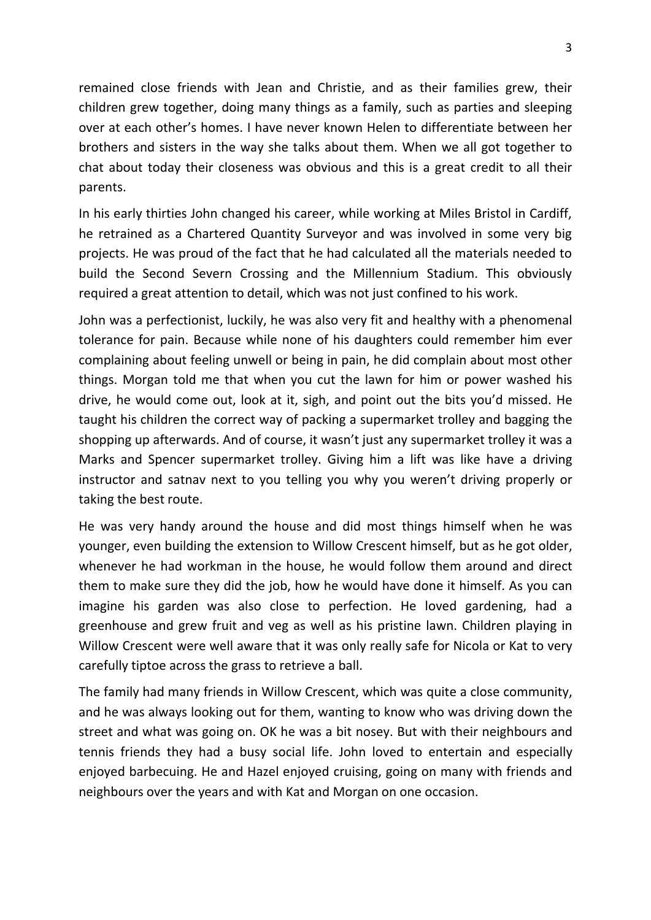remained close friends with Jean and Christie, and as their families grew, their children grew together, doing many things as a family, such as parties and sleeping over at each other's homes. I have never known Helen to differentiate between her brothers and sisters in the way she talks about them. When we all got together to chat about today their closeness was obvious and this is a great credit to all their parents.

In his early thirties John changed his career, while working at Miles Bristol in Cardiff, he retrained as a Chartered Quantity Surveyor and was involved in some very big projects. He was proud of the fact that he had calculated all the materials needed to build the Second Severn Crossing and the Millennium Stadium. This obviously required a great attention to detail, which was not just confined to his work.

John was a perfectionist, luckily, he was also very fit and healthy with a phenomenal tolerance for pain. Because while none of his daughters could remember him ever complaining about feeling unwell or being in pain, he did complain about most other things. Morgan told me that when you cut the lawn for him or power washed his drive, he would come out, look at it, sigh, and point out the bits you'd missed. He taught his children the correct way of packing a supermarket trolley and bagging the shopping up afterwards. And of course, it wasn't just any supermarket trolley it was a Marks and Spencer supermarket trolley. Giving him a lift was like have a driving instructor and satnav next to you telling you why you weren't driving properly or taking the best route.

He was very handy around the house and did most things himself when he was younger, even building the extension to Willow Crescent himself, but as he got older, whenever he had workman in the house, he would follow them around and direct them to make sure they did the job, how he would have done it himself. As you can imagine his garden was also close to perfection. He loved gardening, had a greenhouse and grew fruit and veg as well as his pristine lawn. Children playing in Willow Crescent were well aware that it was only really safe for Nicola or Kat to very carefully tiptoe across the grass to retrieve a ball.

The family had many friends in Willow Crescent, which was quite a close community, and he was always looking out for them, wanting to know who was driving down the street and what was going on. OK he was a bit nosey. But with their neighbours and tennis friends they had a busy social life. John loved to entertain and especially enjoyed barbecuing. He and Hazel enjoyed cruising, going on many with friends and neighbours over the years and with Kat and Morgan on one occasion.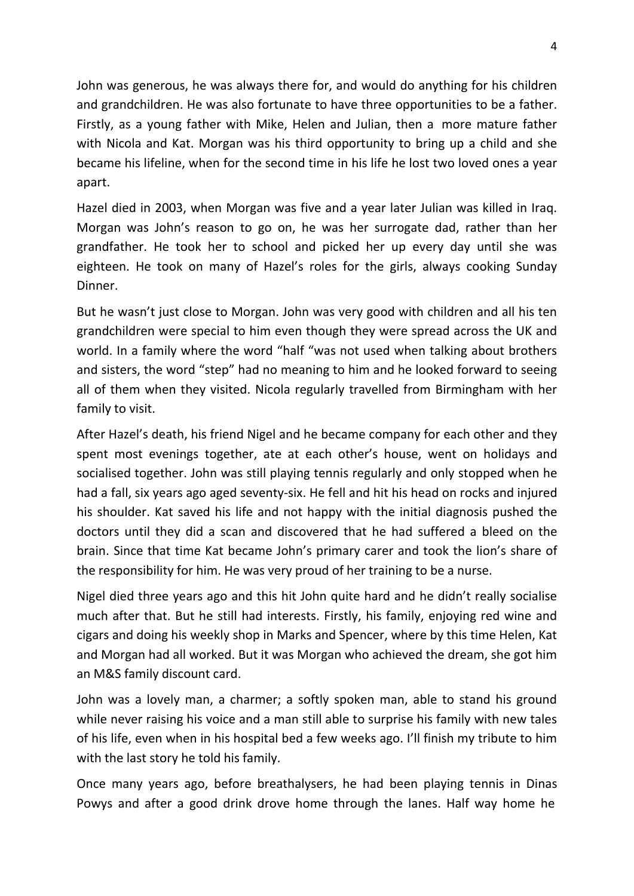John was generous, he was always there for, and would do anything for his children and grandchildren. He was also fortunate to have three opportunities to be a father. Firstly, as a young father with Mike, Helen and Julian, then a more mature father with Nicola and Kat. Morgan was his third opportunity to bring up a child and she became his lifeline, when for the second time in his life he lost two loved ones a year apart.

Hazel died in 2003, when Morgan was five and a year later Julian was killed in Iraq. Morgan was John's reason to go on, he was her surrogate dad, rather than her grandfather. He took her to school and picked her up every day until she was eighteen. He took on many of Hazel's roles for the girls, always cooking Sunday Dinner.

But he wasn't just close to Morgan. John was very good with children and all his ten grandchildren were special to him even though they were spread across the UK and world. In a family where the word "half "was not used when talking about brothers and sisters, the word "step" had no meaning to him and he looked forward to seeing all of them when they visited. Nicola regularly travelled from Birmingham with her family to visit.

After Hazel's death, his friend Nigel and he became company for each other and they spent most evenings together, ate at each other's house, went on holidays and socialised together. John was still playing tennis regularly and only stopped when he had a fall, six years ago aged seventy-six. He fell and hit his head on rocks and injured his shoulder. Kat saved his life and not happy with the initial diagnosis pushed the doctors until they did a scan and discovered that he had suffered a bleed on the brain. Since that time Kat became John's primary carer and took the lion's share of the responsibility for him. He was very proud of her training to be a nurse.

Nigel died three years ago and this hit John quite hard and he didn't really socialise much after that. But he still had interests. Firstly, his family, enjoying red wine and cigars and doing his weekly shop in Marks and Spencer, where by this time Helen, Kat and Morgan had all worked. But it was Morgan who achieved the dream, she got him an M&S family discount card.

John was a lovely man, a charmer; a softly spoken man, able to stand his ground while never raising his voice and a man still able to surprise his family with new tales of his life, even when in his hospital bed a few weeks ago. I'll finish my tribute to him with the last story he told his family.

Once many years ago, before breathalysers, he had been playing tennis in Dinas Powys and after a good drink drove home through the lanes. Half way home he